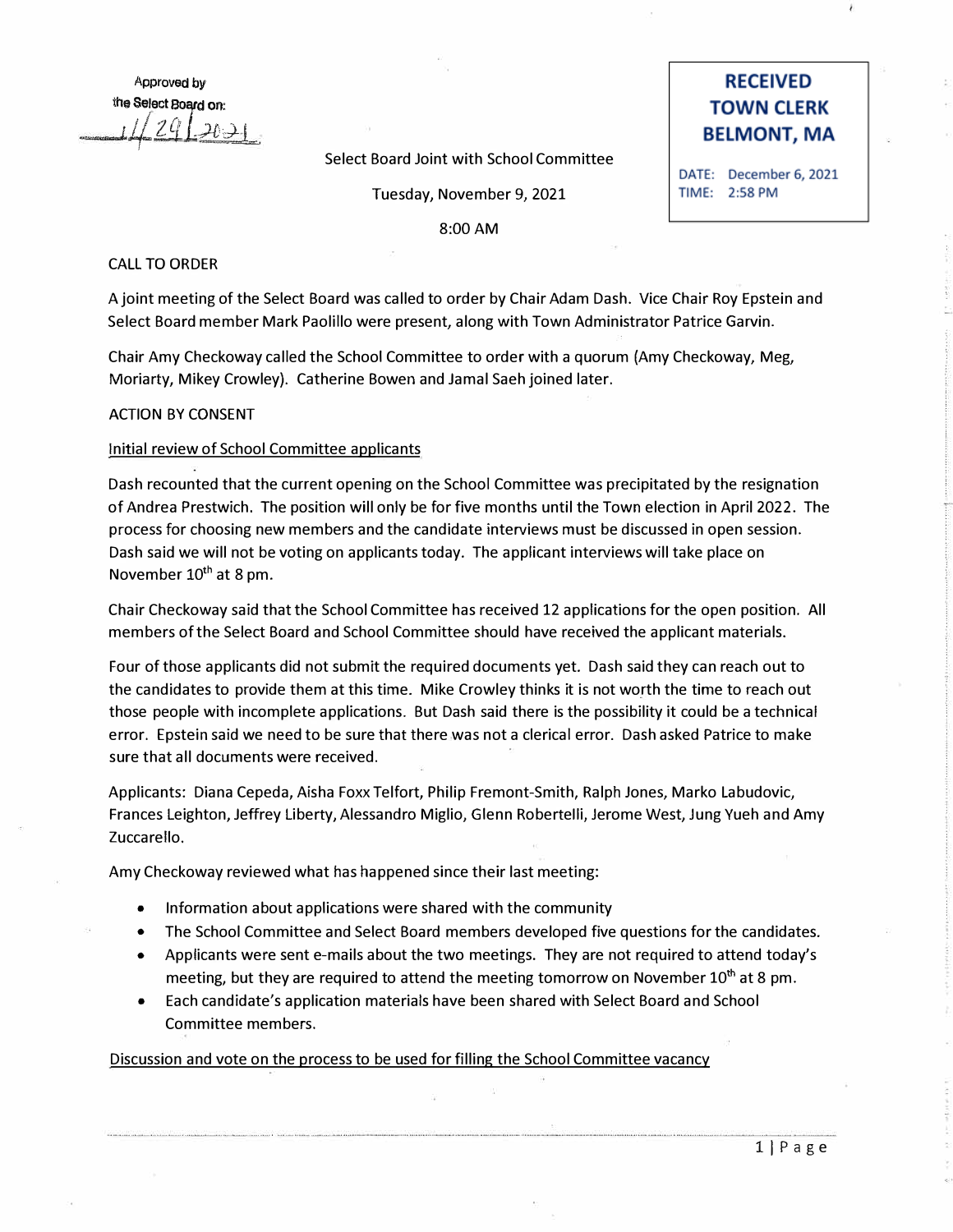Approved by the Select Board on: 11/29/2021

**RECEIVED TOWN CLERK BELMONT, MA**

DATE: December 6, 2021
TIME: 2:58 PM

Select Board Joint with School Committee

Tuesday, November 9, 2021

8:00 AM

CALL TO ORDER

A joint meeting of the Select Board was called to order by Chair Adam Dash. Vice Chair Roy Epstein and Select Board member Mark Paolillo were present, along with Town Administrator Patrice Garvin.

Chair Amy Checkoway called the School Committee to order with a quorum (Amy Checkoway, Meg, Moriarty, Mikey Crowley). Catherine Bowen and Jamal Saeh joined later.

ACTION BY CONSENT

<u>Initial review of School Committee applicants</u>

Dash recounted that the current opening on the School Committee was precipitated by the resignation of Andrea Prestwich. The position will only be for five months until the Town election in April 2022. The process for choosing new members and the candidate interviews must be discussed in open session. Dash said we will not be voting on applicants today. The applicant interviews will take place on November 10th at 8 pm.

Chair Checkoway said that the School Committee has received 12 applications for the open position. All members of the Select Board and School Committee should have received the applicant materials.

Four of those applicants did not submit the required documents yet. Dash said they can reach out to the candidates to provide them at this time. Mike Crowley thinks it is not worth the time to reach out those people with incomplete applications. But Dash said there is the possibility it could be a technical error. Epstein said we need to be sure that there was not a clerical error. Dash asked Patrice to make sure that all documents were received.

Applicants: Diana Cepeda, Aisha Foxx Telfort, Philip Fremont-Smith, Ralph Jones, Marko Labudovic, Frances Leighton, Jeffrey Liberty, Alessandro Miglio, Glenn Robertelli, Jerome West, Jung Yueh and Amy Zuccarello.

Amy Checkoway reviewed what has happened since their last meeting:

- Information about applications were shared with the community
- The School Committee and Select Board members developed five questions for the candidates.
- Applicants were sent e-mails about the two meetings. They are not required to attend today's meeting, but they are required to attend the meeting tomorrow on November 10th at 8 pm.
- Each candidate's application materials have been shared with Select Board and School Committee members.

<u>Discussion and vote on the process to be used for filling the School Committee vacancy</u>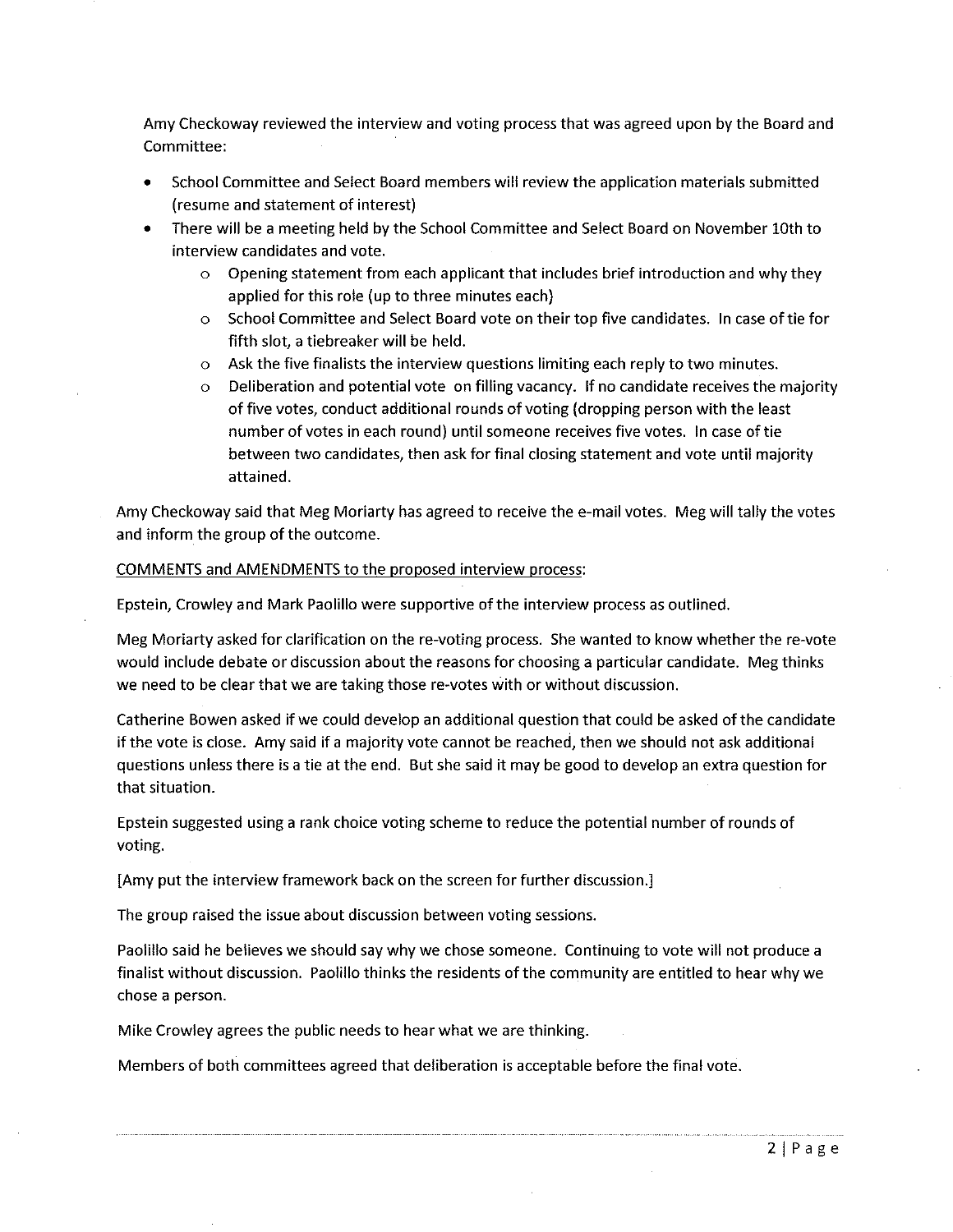Amy Checkoway reviewed the interview and voting process that was agreed upon by the Board and Committee:

- School Committee and Select Board members will review the application materials submitted (resume and statement of interest)
- There will be a meeting held by the School Committee and Select Board on November 10th to interview candidates and vote.
    - Opening statement from each applicant that includes brief introduction and why they applied for this role (up to three minutes each)
    - School Committee and Select Board vote on their top five candidates. In case of tie for fifth slot, a tiebreaker will be held.
    - Ask the five finalists the interview questions limiting each reply to two minutes.
    - Deliberation and potential vote on filling vacancy. If no candidate receives the majority of five votes, conduct additional rounds of voting (dropping person with the least number of votes in each round) until someone receives five votes. In case of tie between two candidates, then ask for final closing statement and vote until majority attained.

Amy Checkoway said that Meg Moriarty has agreed to receive the e-mail votes. Meg will tally the votes and inform the group of the outcome.

<u>COMMENTS and AMENDMENTS to the proposed interview process:</u>

Epstein, Crowley and Mark Paolillo were supportive of the interview process as outlined.

Meg Moriarty asked for clarification on the re-voting process. She wanted to know whether the re-vote would include debate or discussion about the reasons for choosing a particular candidate. Meg thinks we need to be clear that we are taking those re-votes with or without discussion.

Catherine Bowen asked if we could develop an additional question that could be asked of the candidate if the vote is close. Amy said if a majority vote cannot be reached, then we should not ask additional questions unless there is a tie at the end. But she said it may be good to develop an extra question for that situation.

Epstein suggested using a rank choice voting scheme to reduce the potential number of rounds of voting.

[Amy put the interview framework back on the screen for further discussion.]

The group raised the issue about discussion between voting sessions.

Paolillo said he believes we should say why we chose someone. Continuing to vote will not produce a finalist without discussion. Paolillo thinks the residents of the community are entitled to hear why we chose a person.

Mike Crowley agrees the public needs to hear what we are thinking.

Members of both committees agreed that deliberation is acceptable before the final vote.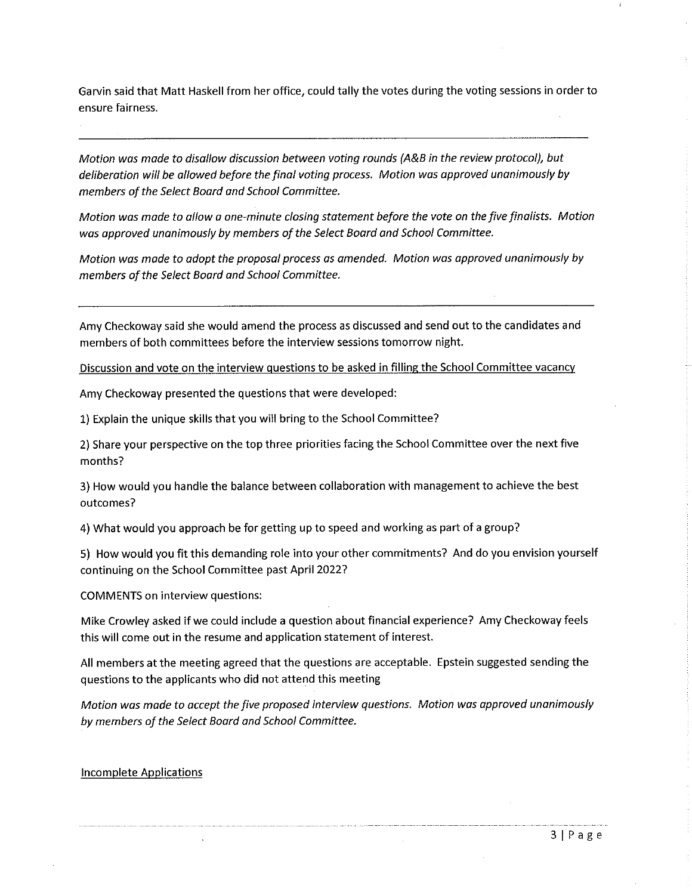Garvin said that Matt Haskell from her office, could tally the votes during the voting sessions in order to ensure fairness.

---

*Motion was made to disallow discussion between voting rounds (A&B in the review protocol), but deliberation will be allowed before the final voting process. Motion was approved unanimously by members of the Select Board and School Committee.*

*Motion was made to allow a one-minute closing statement before the vote on the five finalists. Motion was approved unanimously by members of the Select Board and School Committee.*

*Motion was made to adopt the proposal process as amended. Motion was approved unanimously by members of the Select Board and School Committee.*

---

Amy Checkoway said she would amend the process as discussed and send out to the candidates and members of both committees before the interview sessions tomorrow night.

<u>Discussion and vote on the interview questions to be asked in filling the School Committee vacancy</u>

Amy Checkoway presented the questions that were developed:

1) Explain the unique skills that you will bring to the School Committee?

2) Share your perspective on the top three priorities facing the School Committee over the next five months?

3) How would you handle the balance between collaboration with management to achieve the best outcomes?

4) What would you approach be for getting up to speed and working as part of a group?

5) How would you fit this demanding role into your other commitments? And do you envision yourself continuing on the School Committee past April 2022?

COMMENTS on interview questions:

Mike Crowley asked if we could include a question about financial experience? Amy Checkoway feels this will come out in the resume and application statement of interest.

All members at the meeting agreed that the questions are acceptable. Epstein suggested sending the questions to the applicants who did not attend this meeting

*Motion was made to accept the five proposed interview questions. Motion was approved unanimously by members of the Select Board and School Committee.*

<u>Incomplete Applications</u>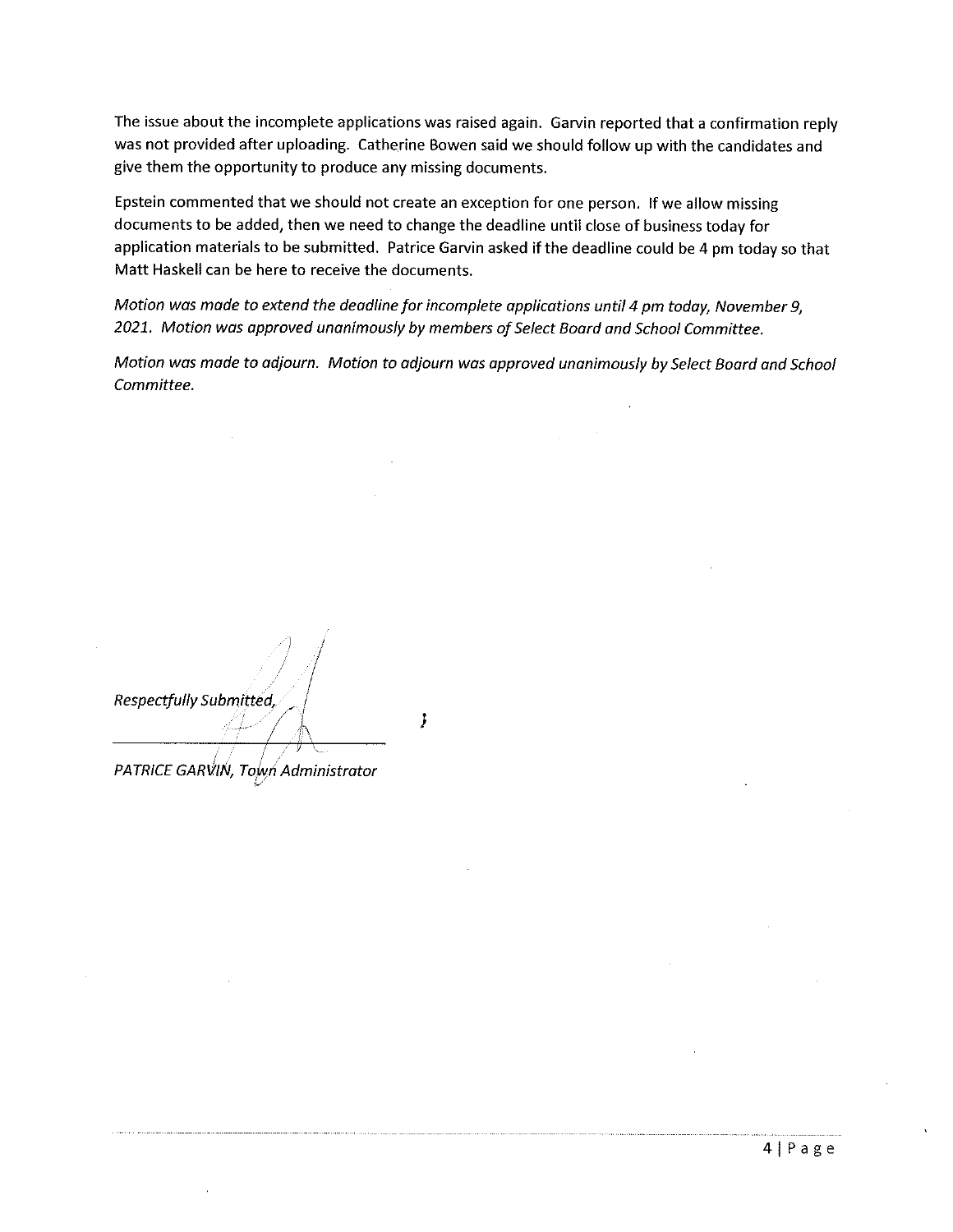The issue about the incomplete applications was raised again. Garvin reported that a confirmation reply was not provided after uploading. Catherine Bowen said we should follow up with the candidates and give them the opportunity to produce any missing documents.

Epstein commented that we should not create an exception for one person. If we allow missing documents to be added, then we need to change the deadline until close of business today for application materials to be submitted. Patrice Garvin asked if the deadline could be 4 pm today so that Matt Haskell can be here to receive the documents.

*Motion was made to extend the deadline for incomplete applications until 4 pm today, November 9, 2021. Motion was approved unanimously by members of Select Board and School Committee.*

*Motion was made to adjourn. Motion to adjourn was approved unanimously by Select Board and School Committee.*

*Respectfully Submitted,*

*PATRICE GARVIN, Town Administrator*